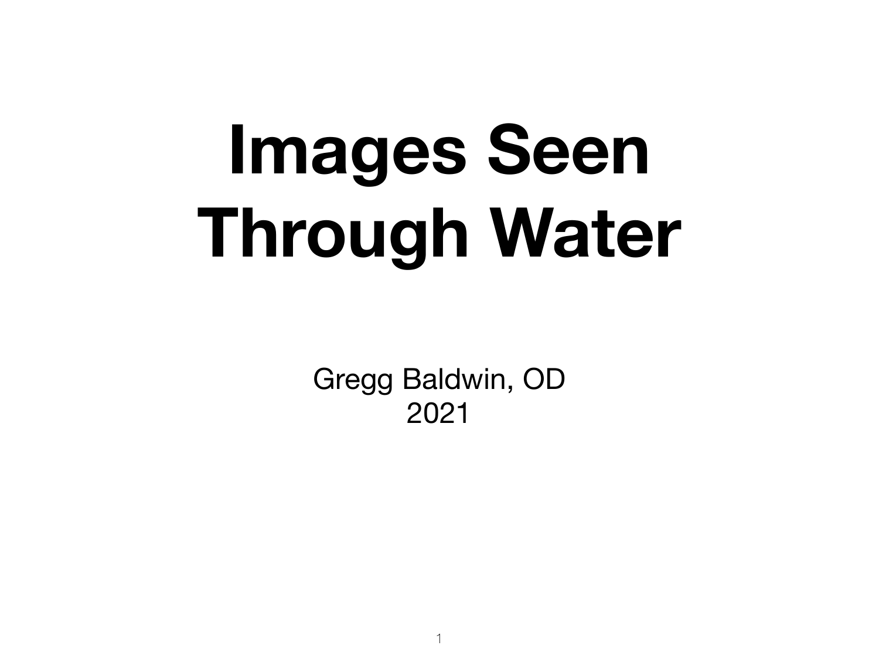# Images Seen Through Water

Gregg Baldwin, OD
2021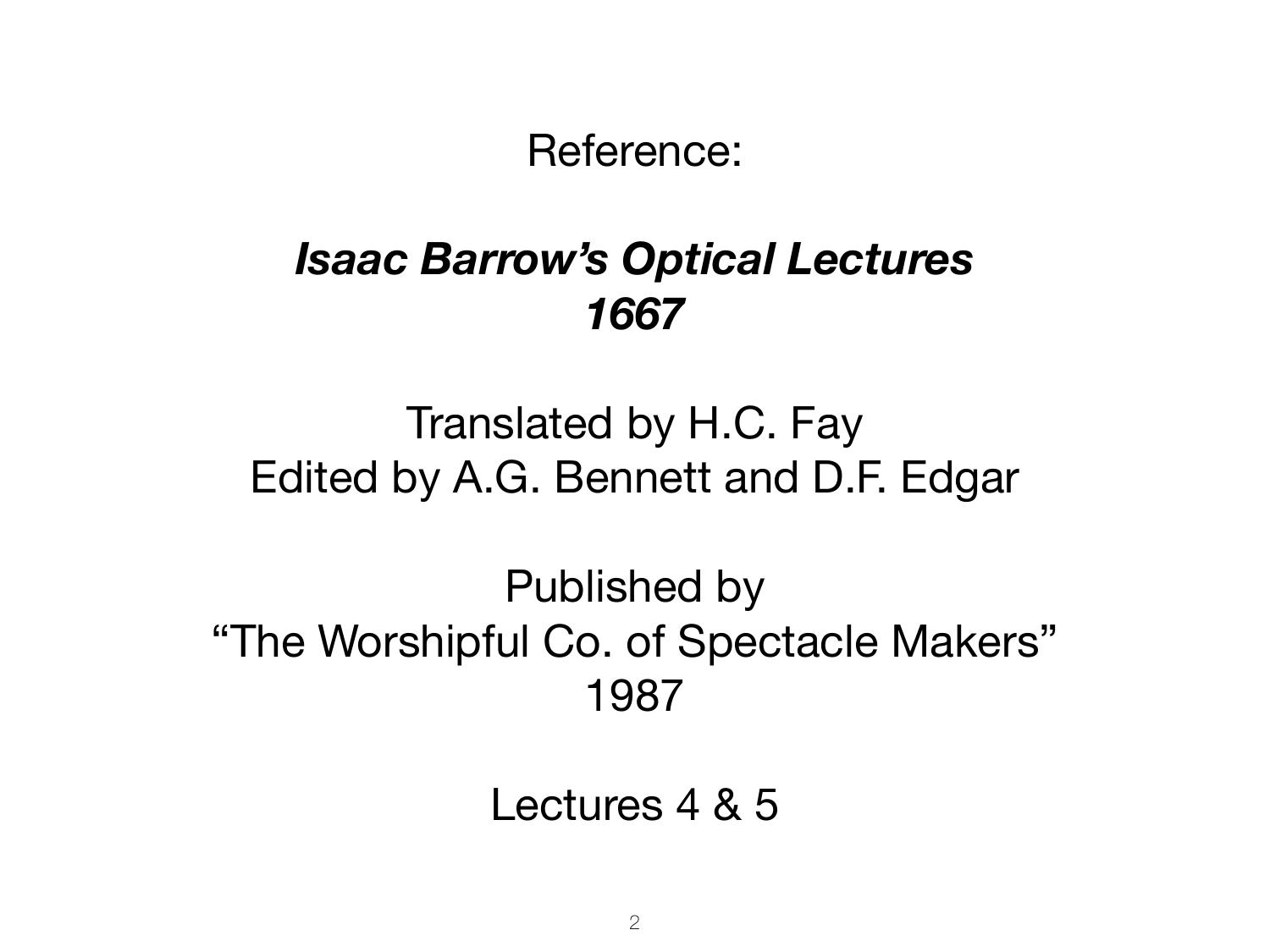Reference:

***Isaac Barrow's Optical Lectures***
***1667***

Translated by H.C. Fay
Edited by A.G. Bennett and D.F. Edgar

Published by
"The Worshipful Co. of Spectacle Makers"
1987

Lectures 4 & 5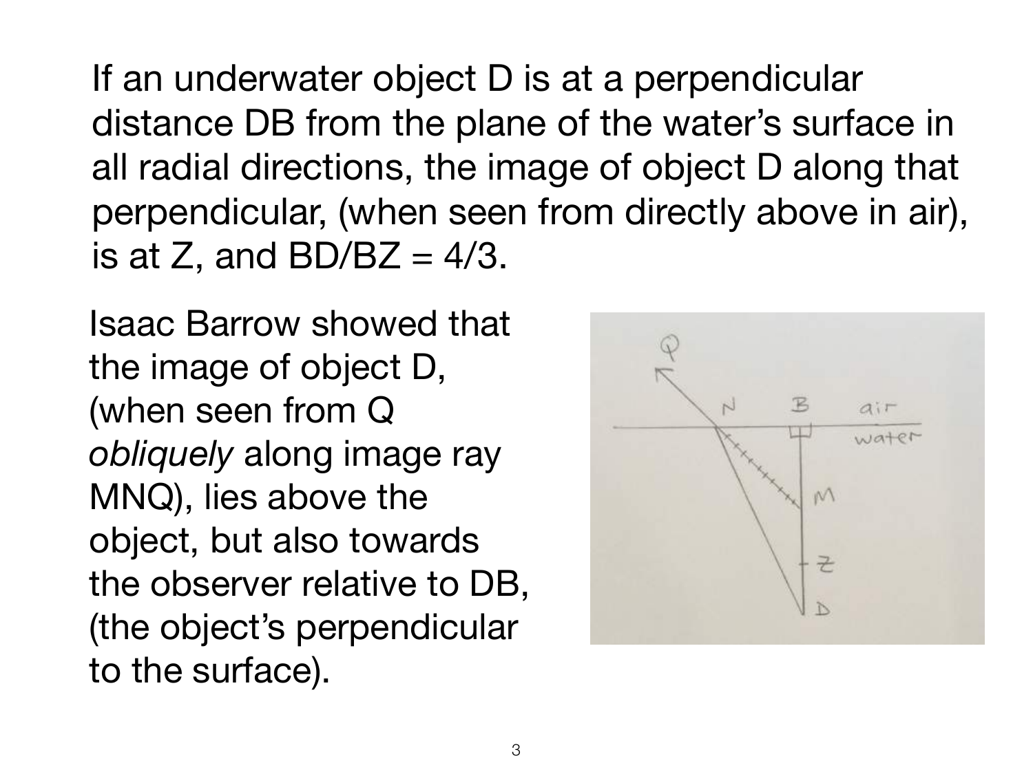If an underwater object D is at a perpendicular distance DB from the plane of the water's surface in all radial directions, the image of object D along that perpendicular, (when seen from directly above in air), is at Z, and BD/BZ = 4/3.

Isaac Barrow showed that the image of object D, (when seen from Q *obliquely* along image ray MNQ), lies above the object, but also towards the observer relative to DB, (the object's perpendicular to the surface).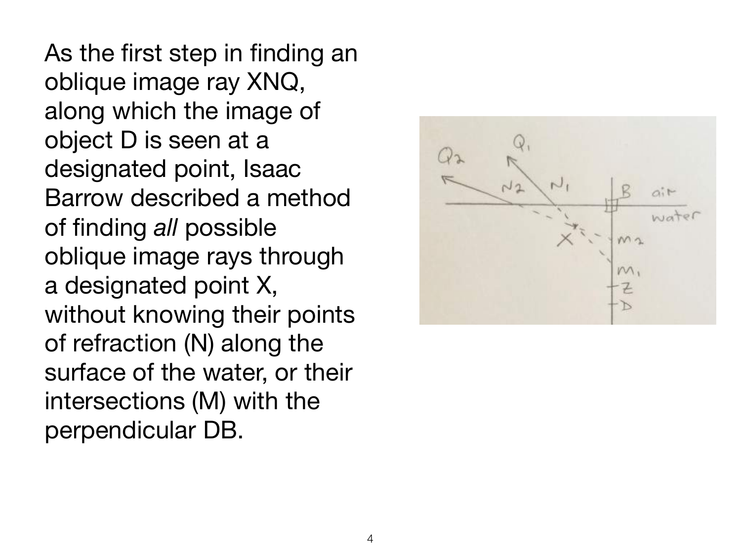As the first step in finding an oblique image ray XNQ, along which the image of object D is seen at a designated point, Isaac Barrow described a method of finding *all* possible oblique image rays through a designated point X, without knowing their points of refraction (N) along the surface of the water, or their intersections (M) with the perpendicular DB.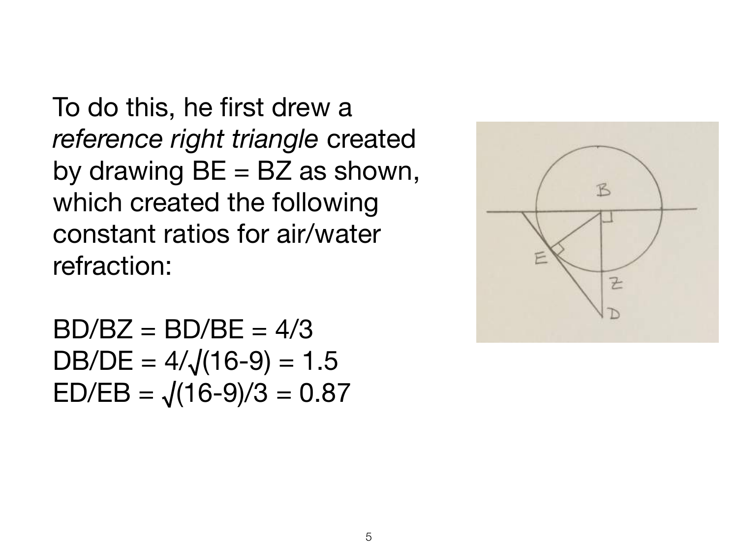To do this, he first drew a *reference right triangle* created by drawing BE = BZ as shown, which created the following constant ratios for air/water refraction:

$BD/BZ = BD/BE = 4/3$
$DB/DE = 4/\sqrt{(16-9)} = 1.5$
$ED/EB = \sqrt{(16-9)}/3 = 0.87$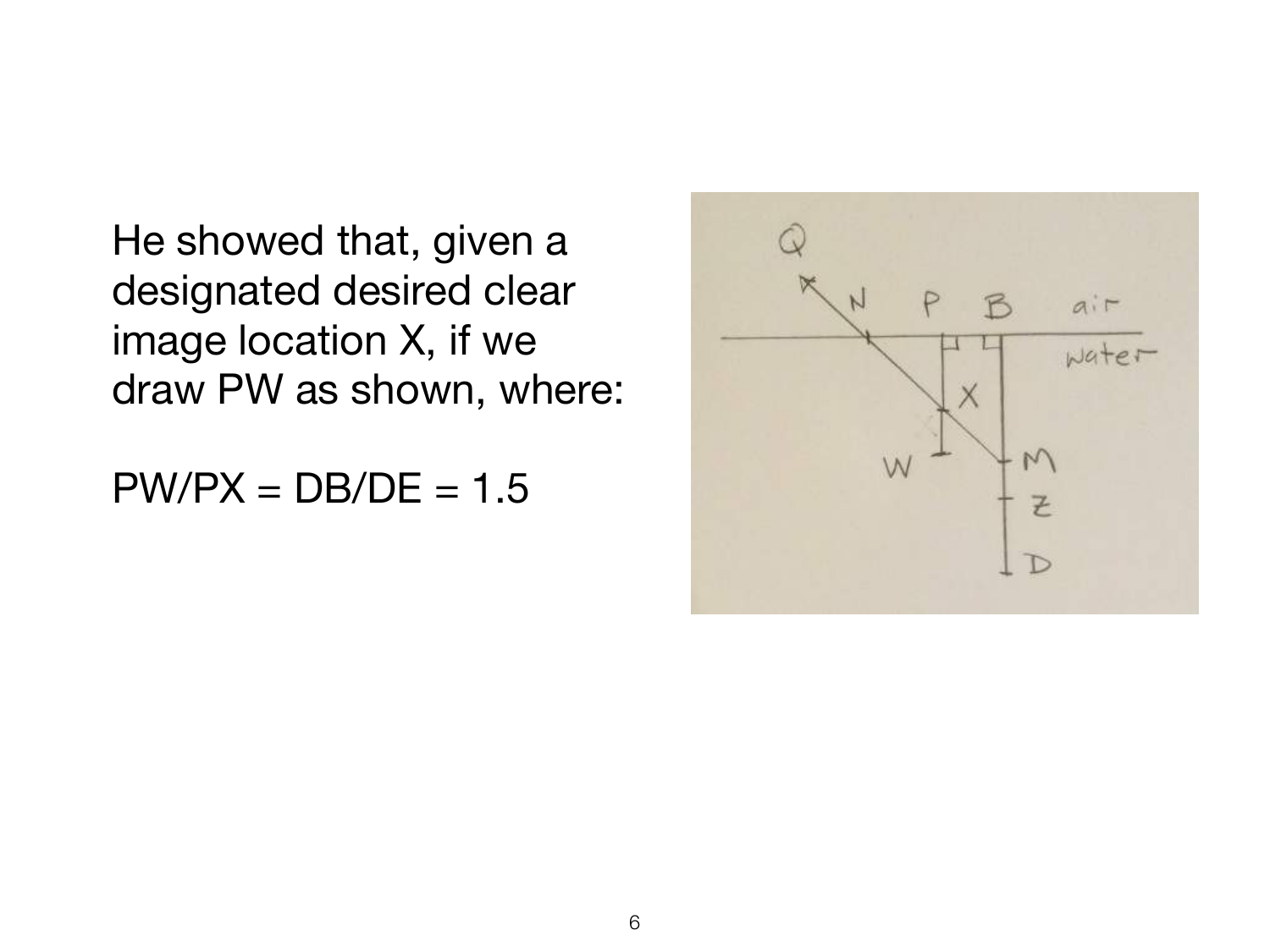He showed that, given a designated desired clear image location X, if we draw PW as shown, where:

$PW/PX = DB/DE = 1.5$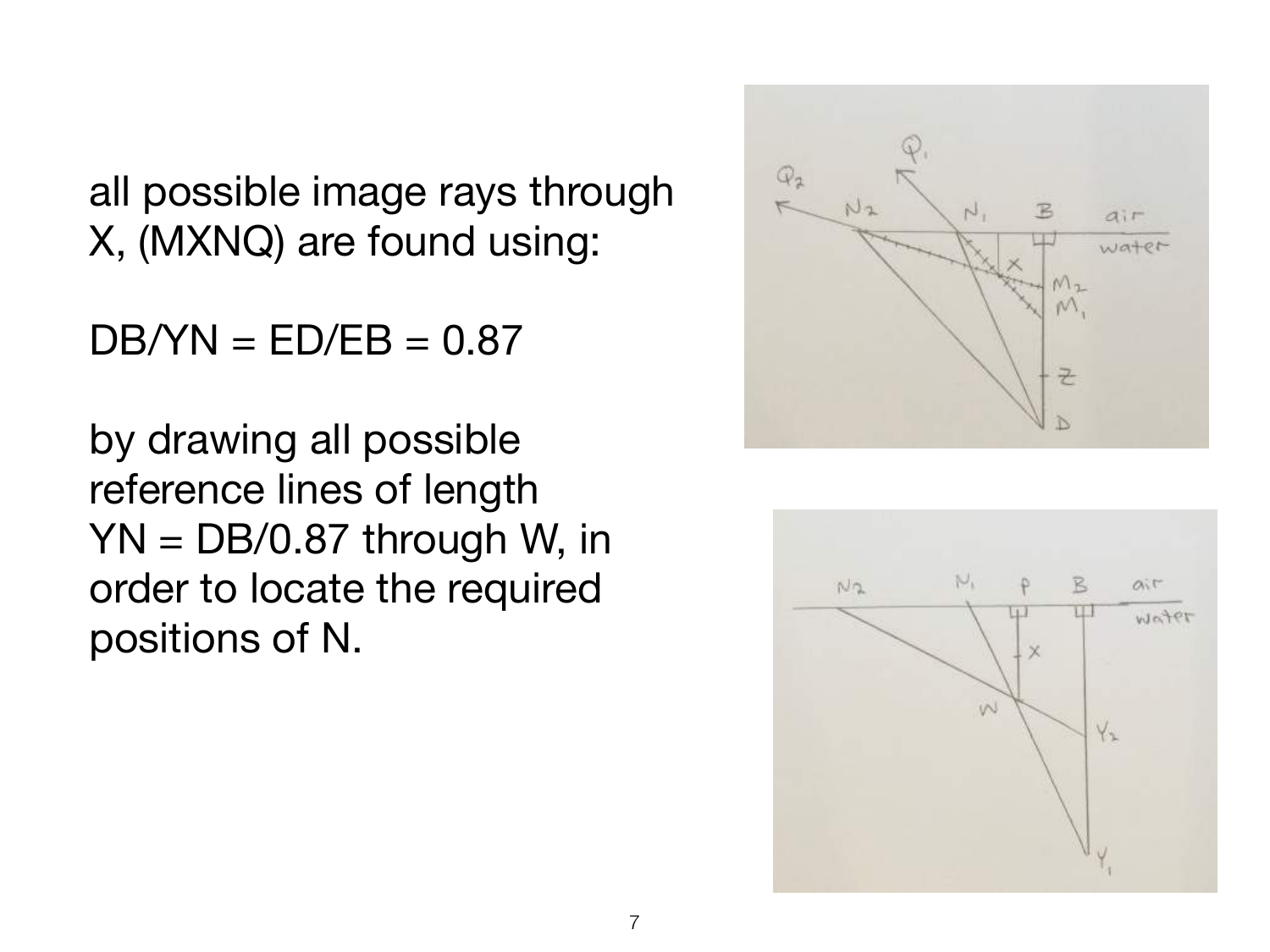all possible image rays through X, (MXNQ) are found using:

$DB/YN = ED/EB = 0.87$

by drawing all possible reference lines of length $YN = DB/0.87$ through W, in order to locate the required positions of N.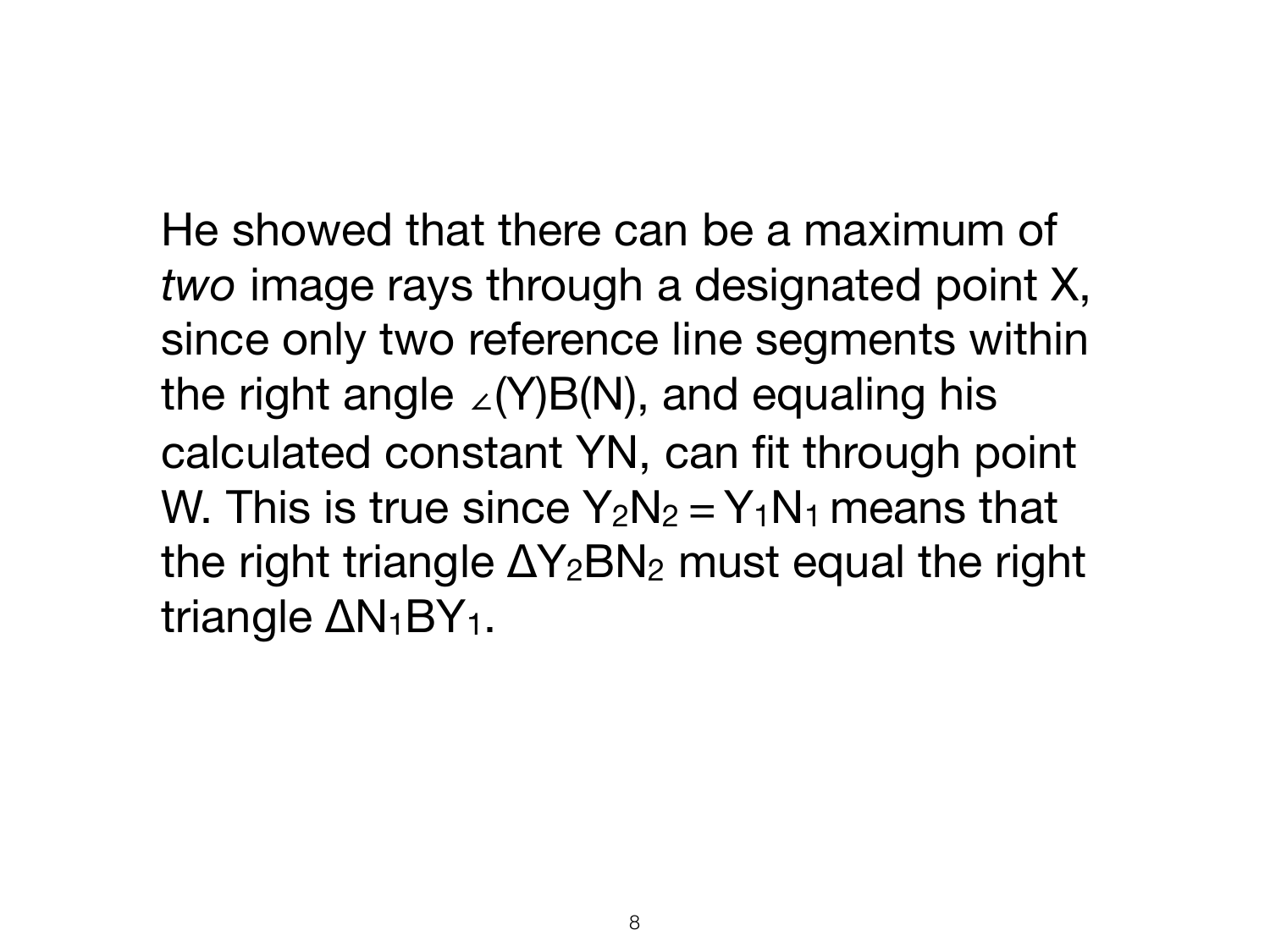He showed that there can be a maximum of *two* image rays through a designated point X, since only two reference line segments within the right angle $\angle$(Y)B(N), and equaling his calculated constant YN, can fit through point W. This is true since $Y_2N_2 = Y_1N_1$ means that the right triangle $\Delta Y_2BN_2$ must equal the right triangle $\Delta N_1BY_1$.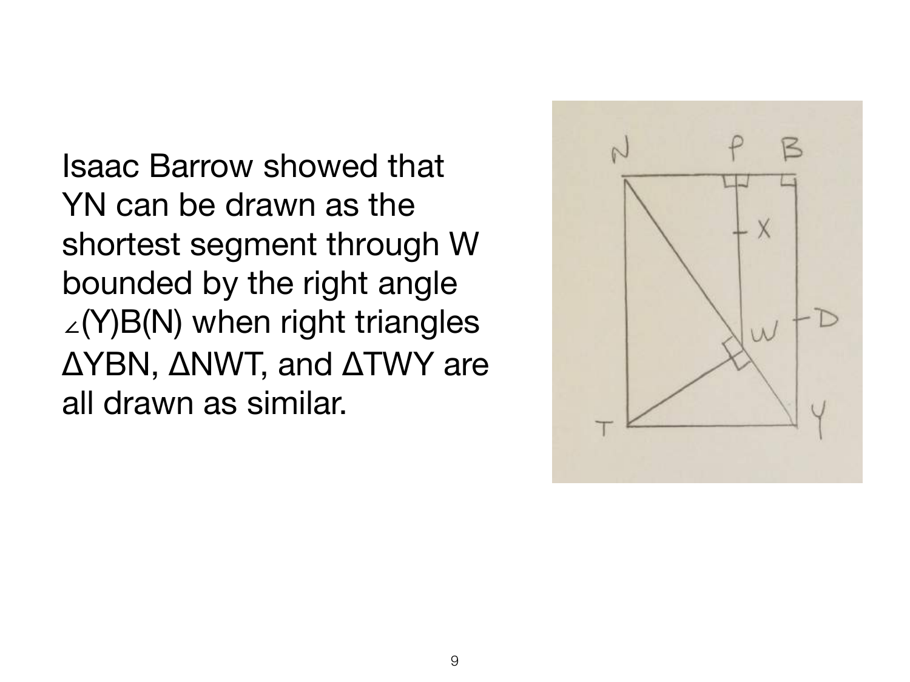Isaac Barrow showed that YN can be drawn as the shortest segment through W bounded by the right angle ∠(Y)B(N) when right triangles ΔYBN, ΔNWT, and ΔTWY are all drawn as similar.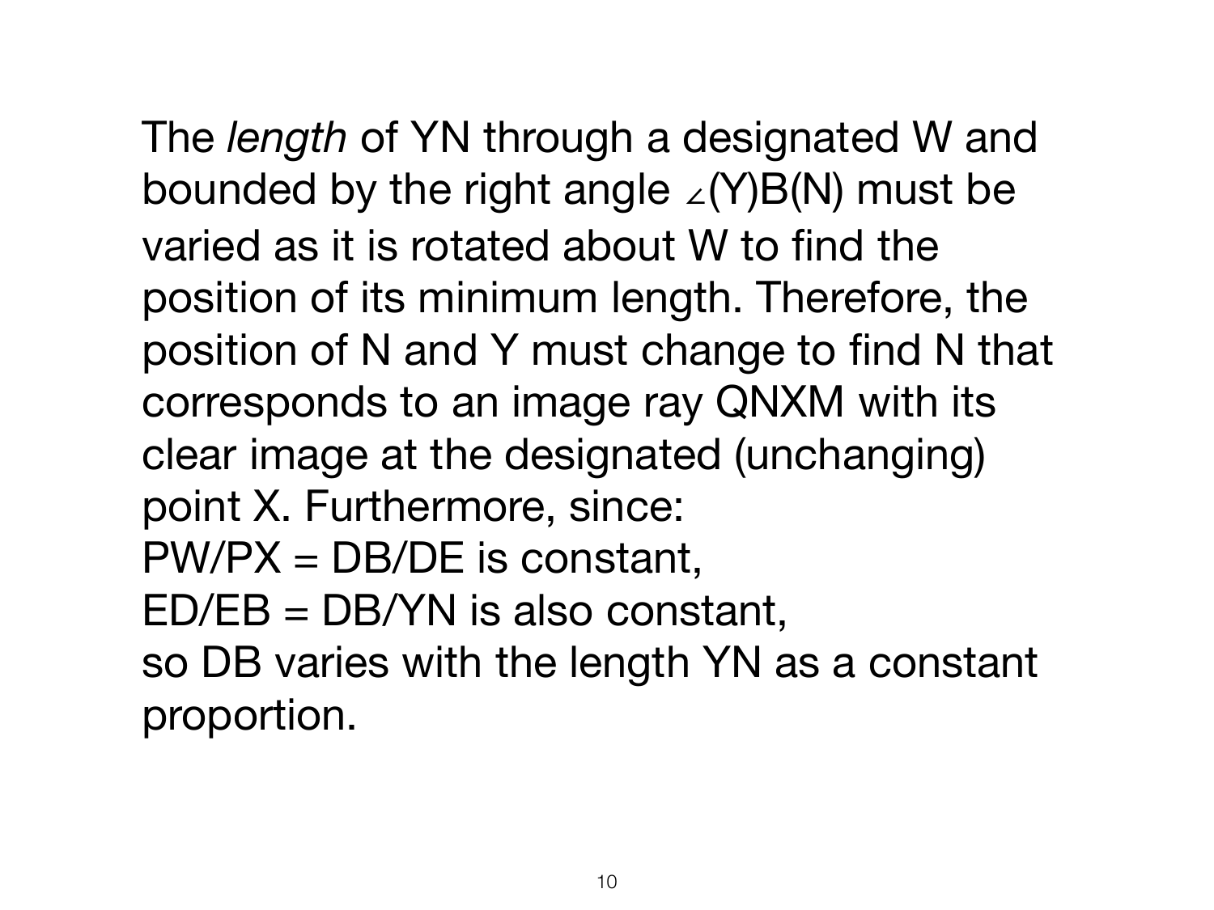The *length* of YN through a designated W and bounded by the right angle ∠(Y)B(N) must be varied as it is rotated about W to find the position of its minimum length. Therefore, the position of N and Y must change to find N that corresponds to an image ray QNXM with its clear image at the designated (unchanging) point X. Furthermore, since:  
PW/PX = DB/DE is constant,  
ED/EB = DB/YN is also constant,  
so DB varies with the length YN as a constant proportion.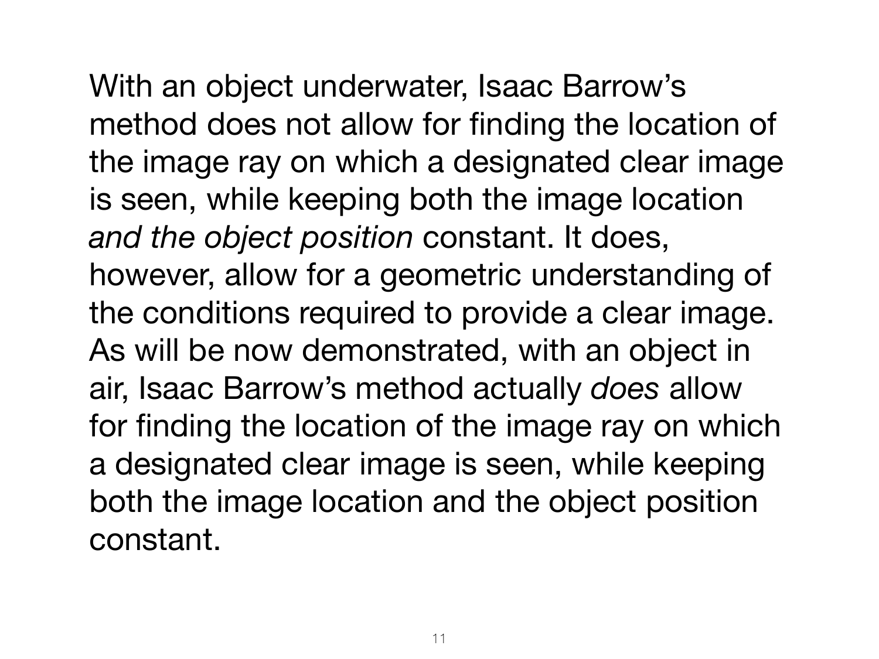With an object underwater, Isaac Barrow's method does not allow for finding the location of the image ray on which a designated clear image is seen, while keeping both the image location *and the object position* constant. It does, however, allow for a geometric understanding of the conditions required to provide a clear image. As will be now demonstrated, with an object in air, Isaac Barrow's method actually *does* allow for finding the location of the image ray on which a designated clear image is seen, while keeping both the image location and the object position constant.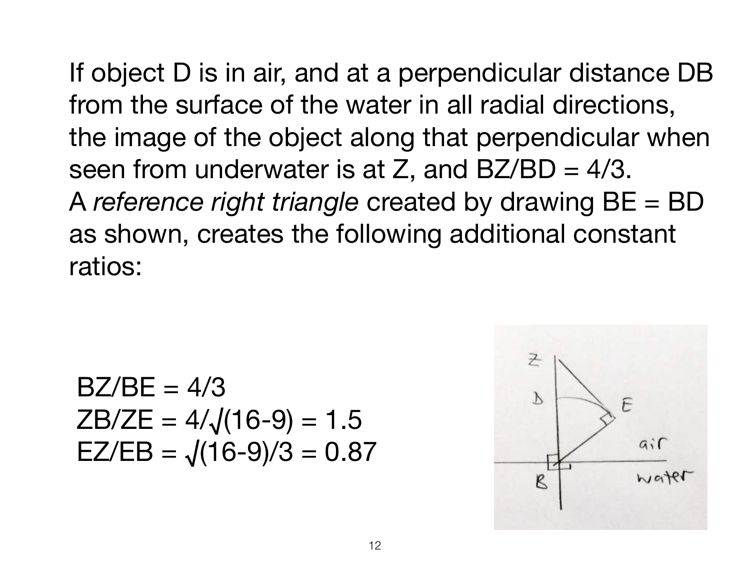If object D is in air, and at a perpendicular distance DB from the surface of the water in all radial directions, the image of the object along that perpendicular when seen from underwater is at Z, and BZ/BD = 4/3.

A *reference right triangle* created by drawing BE = BD as shown, creates the following additional constant ratios:

$$BZ/BE = 4/3$$

$$ZB/ZE = 4/\sqrt{(16-9)} = 1.5$$

$$EZ/EB = \sqrt{(16-9)}/3 = 0.87$$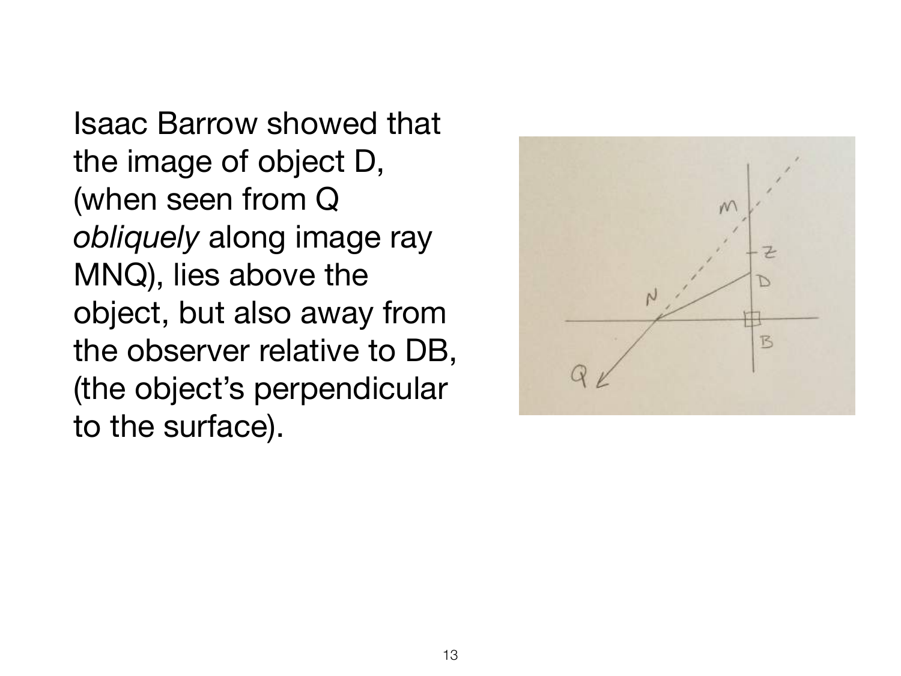Isaac Barrow showed that the image of object D, (when seen from Q *obliquely* along image ray MNQ), lies above the object, but also away from the observer relative to DB, (the object's perpendicular to the surface).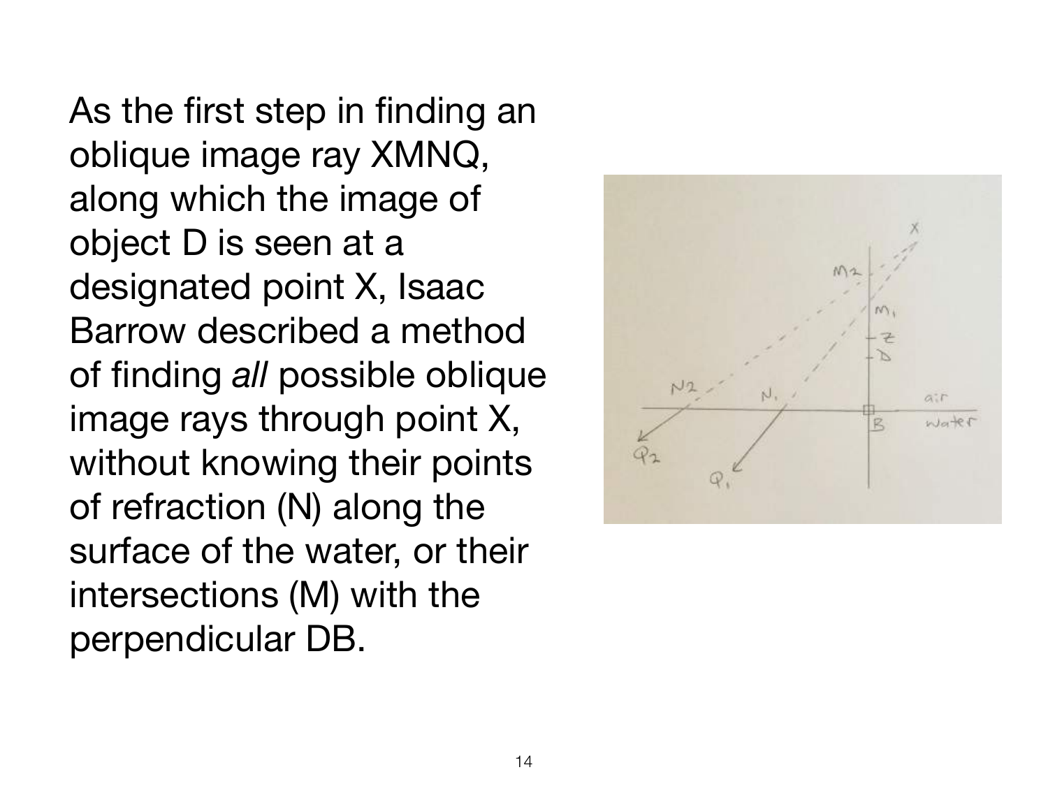As the first step in finding an oblique image ray XMNQ, along which the image of object D is seen at a designated point X, Isaac Barrow described a method of finding *all* possible oblique image rays through point X, without knowing their points of refraction (N) along the surface of the water, or their intersections (M) with the perpendicular DB.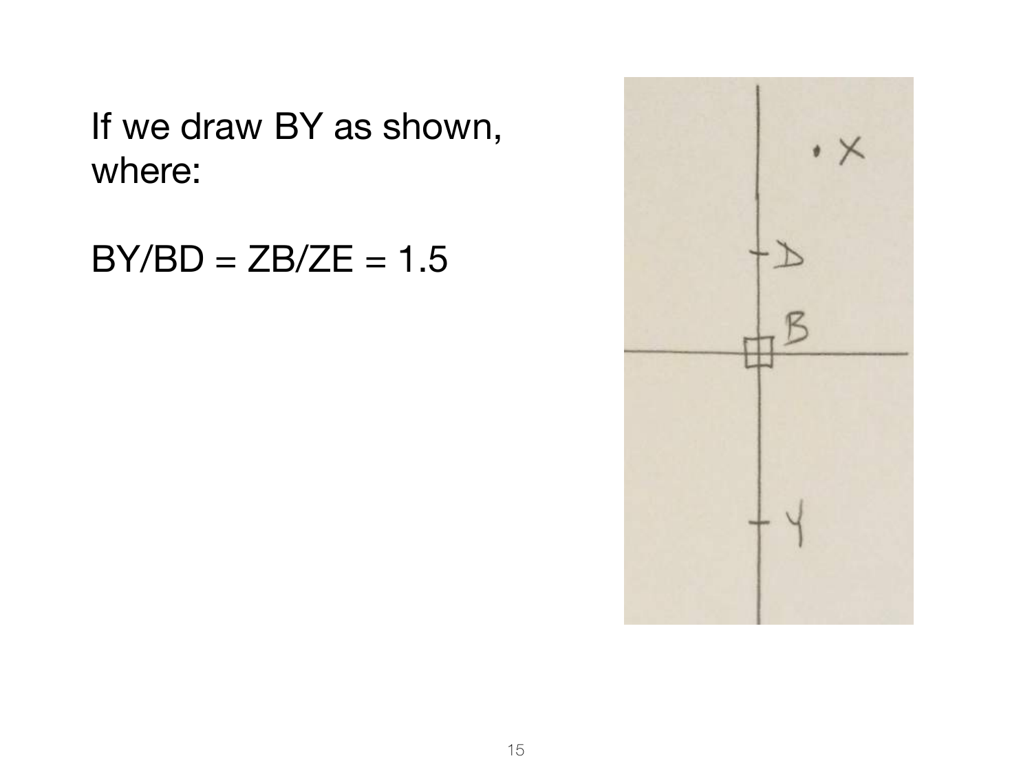If we draw BY as shown, where:

$BY/BD = ZB/ZE = 1.5$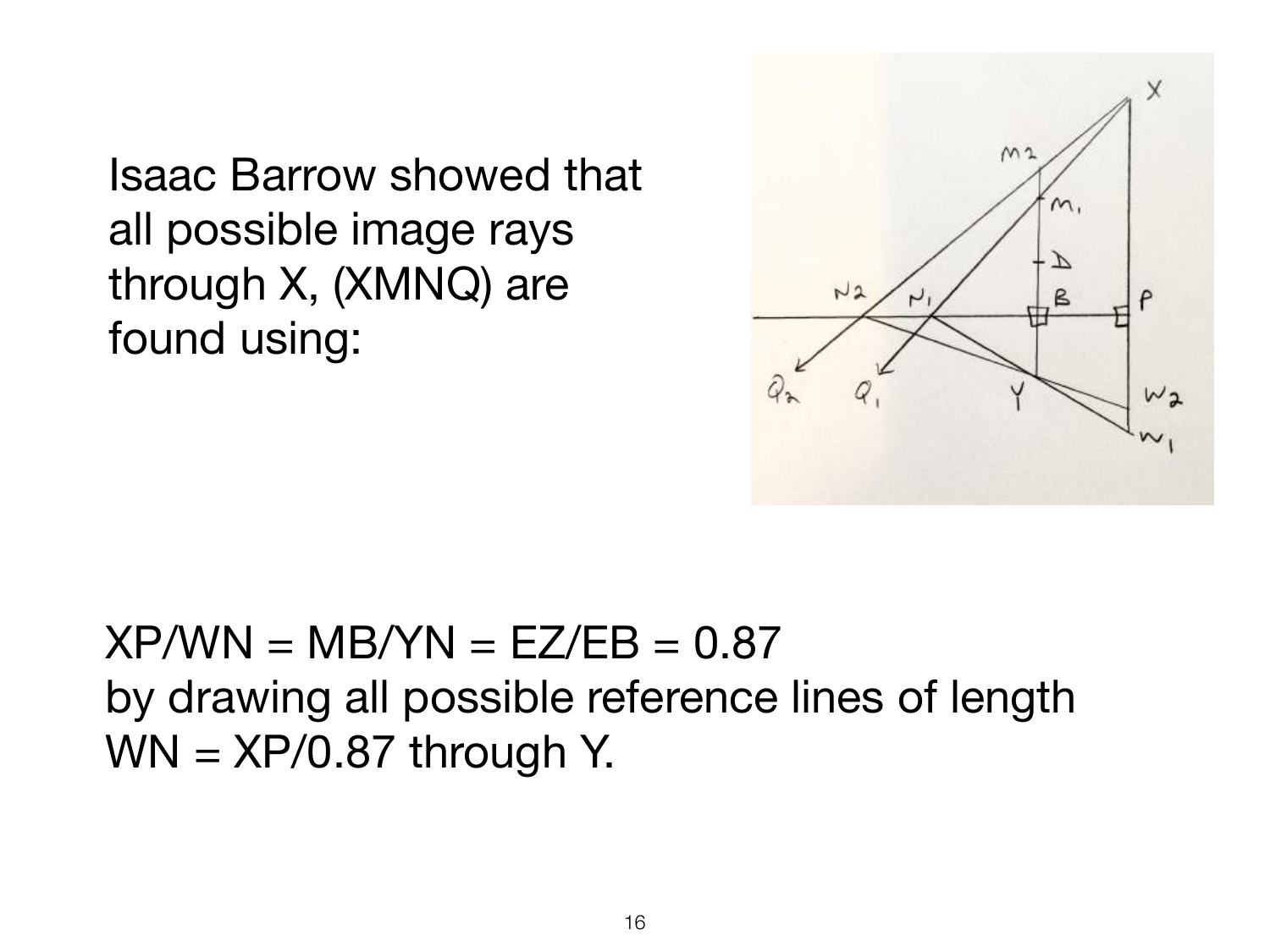Isaac Barrow showed that all possible image rays through X, (XMNQ) are found using:

$XP/WN = MB/YN = EZ/EB = 0.87$
by drawing all possible reference lines of length $WN = XP/0.87$ through Y.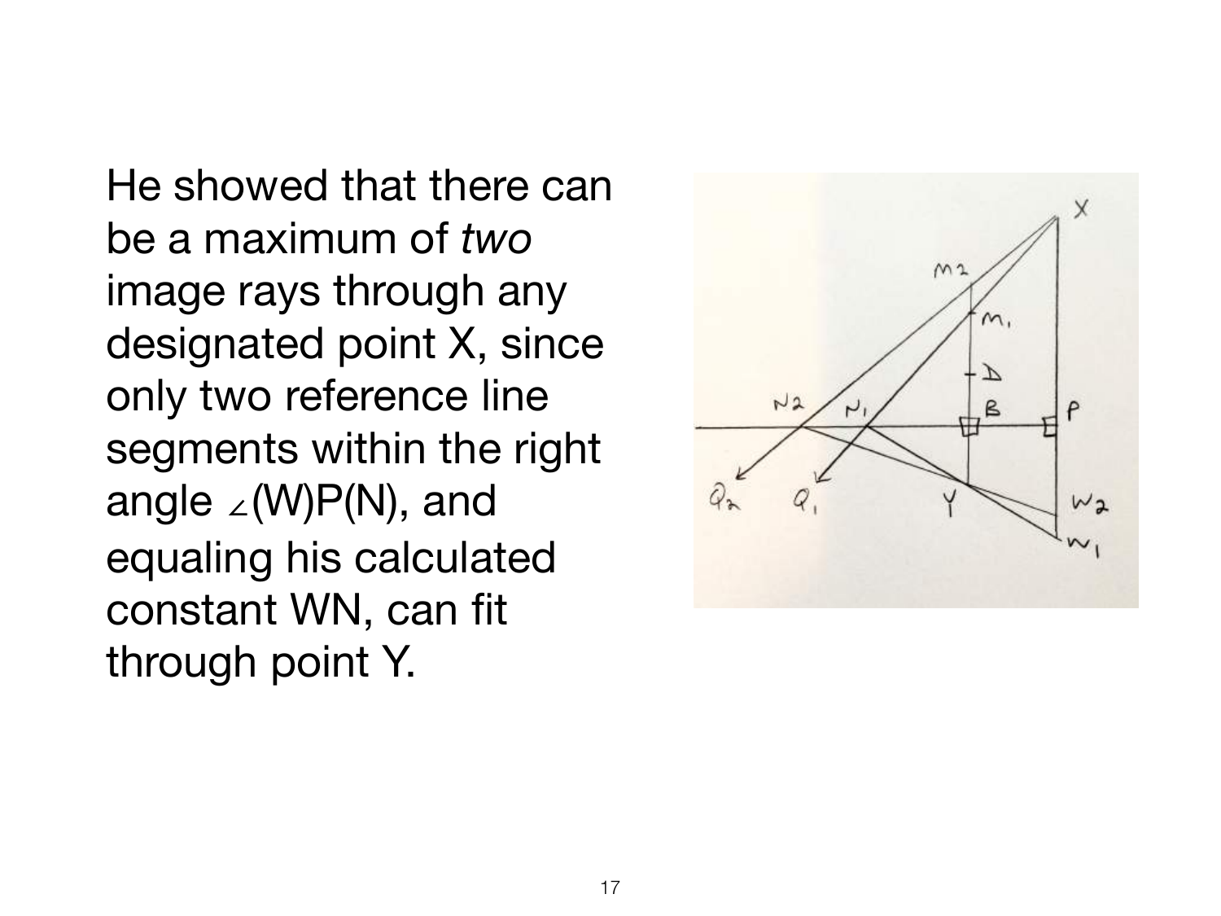He showed that there can be a maximum of *two* image rays through any designated point X, since only two reference line segments within the right angle ∠(W)P(N), and equaling his calculated constant WN, can fit through point Y.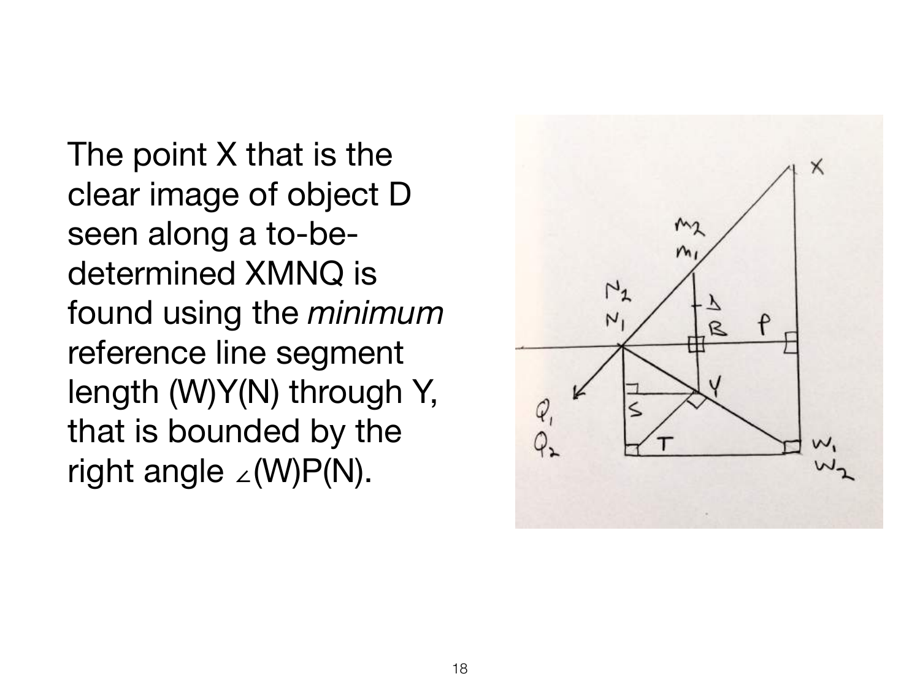The point X that is the clear image of object D seen along a to-be-determined XMNQ is found using the *minimum* reference line segment length (W)Y(N) through Y, that is bounded by the right angle ∠(W)P(N).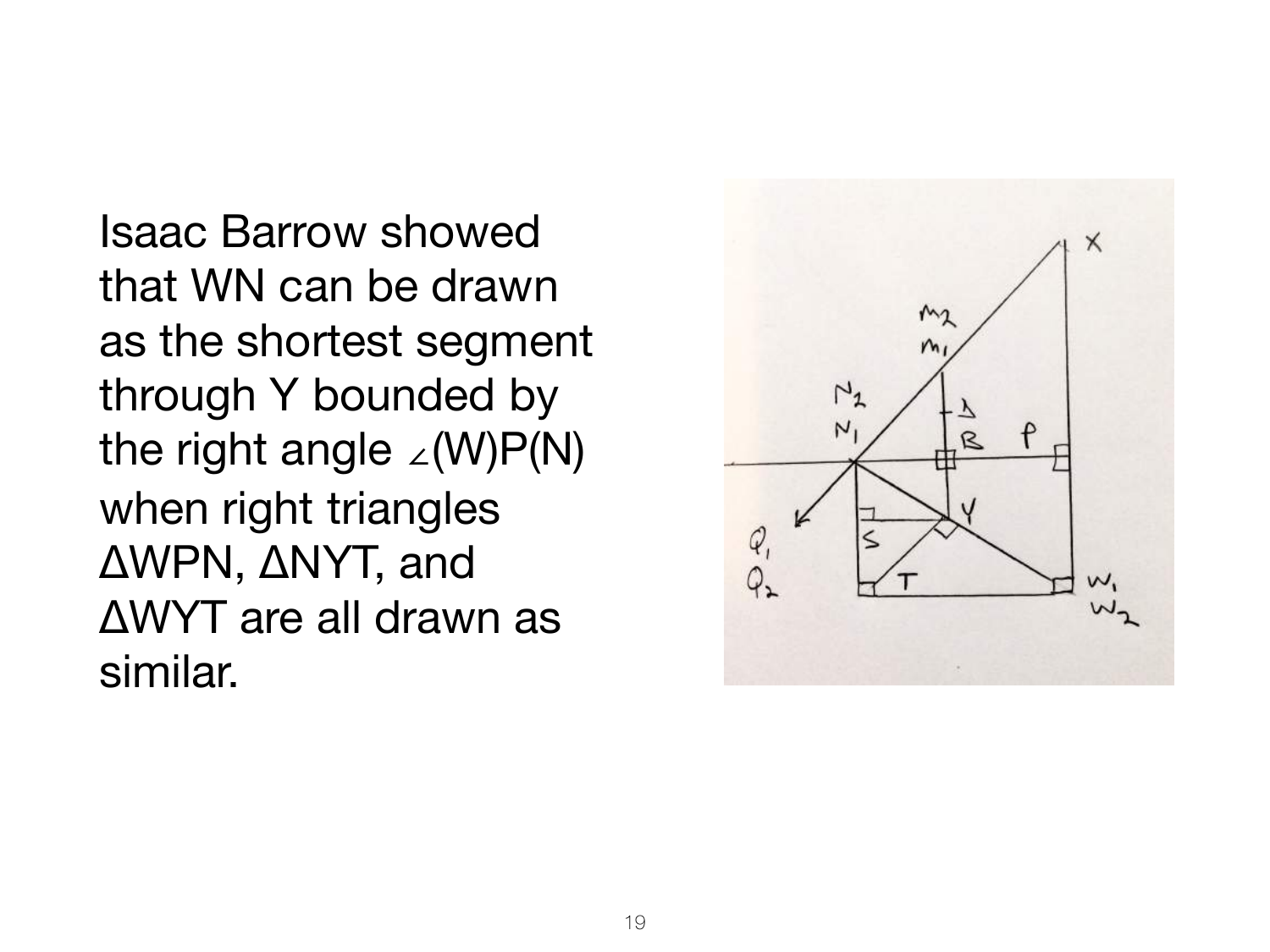Isaac Barrow showed that WN can be drawn as the shortest segment through Y bounded by the right angle ∠(W)P(N) when right triangles ΔWPN, ΔNYT, and ΔWYT are all drawn as similar.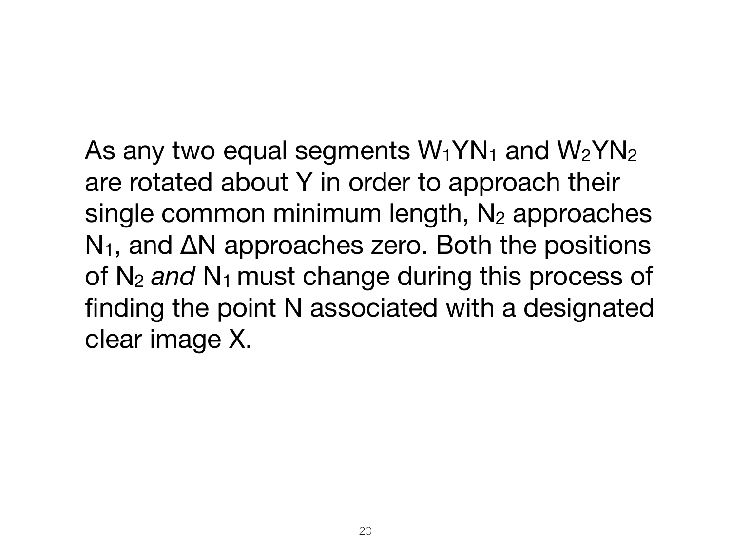As any two equal segments $W_1YN_1$ and $W_2YN_2$ are rotated about Y in order to approach their single common minimum length, $N_2$ approaches $N_1$, and $\Delta N$ approaches zero. Both the positions of $N_2$ *and* $N_1$ must change during this process of finding the point N associated with a designated clear image X.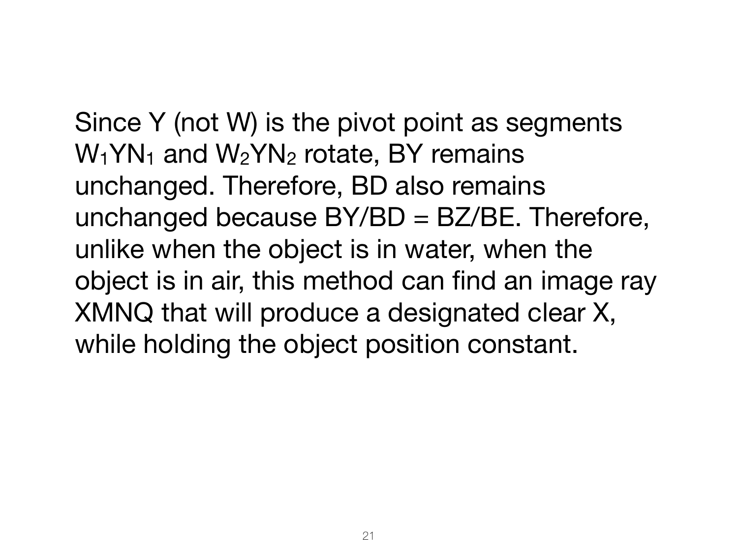Since Y (not W) is the pivot point as segments $W_1YN_1$ and $W_2YN_2$ rotate, BY remains unchanged. Therefore, BD also remains unchanged because BY/BD = BZ/BE. Therefore, unlike when the object is in water, when the object is in air, this method can find an image ray XMNQ that will produce a designated clear X, while holding the object position constant.